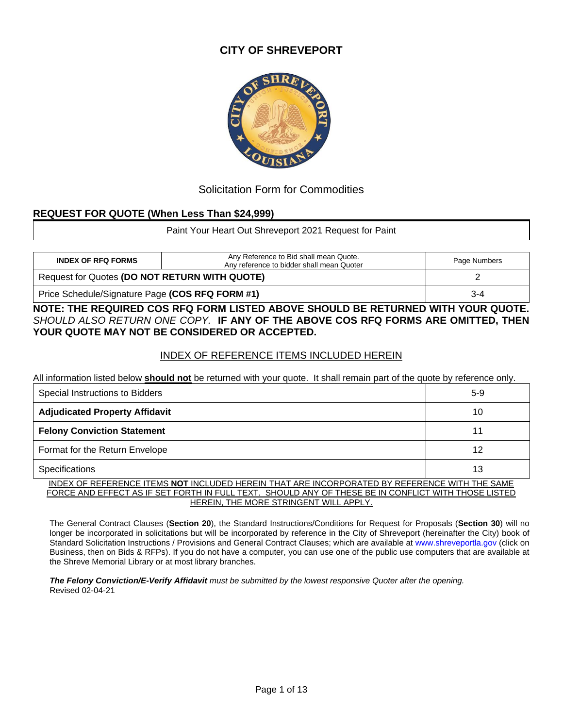# CITY OF SHREVEPORT

Solicitation Form for Commodities

## REQUEST FOR QUOTE (When Less Than $24,999)

| Paint Your Heart Out Shreveport 2021 Request for Paint |
|---|

| INDEX OF RFQ FORMS | Any Reference to Bid shall mean Quote. Any reference to bidder shall mean Quoter | Page Numbers |
|---|---|---|
| Request for Quotes **(DO NOT RETURN WITH QUOTE)** | | 2 |
| Price Schedule/Signature Page **(COS RFQ FORM #1)** | | 3-4 |

**NOTE: THE REQUIRED COS RFQ FORM LISTED ABOVE SHOULD BE RETURNED WITH YOUR QUOTE.** *SHOULD ALSO RETURN ONE COPY.* **IF ANY OF THE ABOVE COS RFQ FORMS ARE OMITTED, THEN YOUR QUOTE MAY NOT BE CONSIDERED OR ACCEPTED.**

### INDEX OF REFERENCE ITEMS INCLUDED HEREIN

All information listed below **should not** be returned with your quote. It shall remain part of the quote by reference only.

| Item | Page |
|---|---|
| Special Instructions to Bidders | 5-9 |
| **Adjudicated Property Affidavit** | 10 |
| **Felony Conviction Statement** | 11 |
| Format for the Return Envelope | 12 |
| Specifications | 13 |

INDEX OF REFERENCE ITEMS **NOT** INCLUDED HEREIN THAT ARE INCORPORATED BY REFERENCE WITH THE SAME FORCE AND EFFECT AS IF SET FORTH IN FULL TEXT. SHOULD ANY OF THESE BE IN CONFLICT WITH THOSE LISTED HEREIN, THE MORE STRINGENT WILL APPLY.

The General Contract Clauses (**Section 20**), the Standard Instructions/Conditions for Request for Proposals (**Section 30**) will no longer be incorporated in solicitations but will be incorporated by reference in the City of Shreveport (hereinafter the City) book of Standard Solicitation Instructions / Provisions and General Contract Clauses; which are available at www.shreveportla.gov (click on Business, then on Bids & RFPs). If you do not have a computer, you can use one of the public use computers that are available at the Shreve Memorial Library or at most library branches.

***The Felony Conviction/E-Verify Affidavit*** *must be submitted by the lowest responsive Quoter after the opening.*

Revised 02-04-21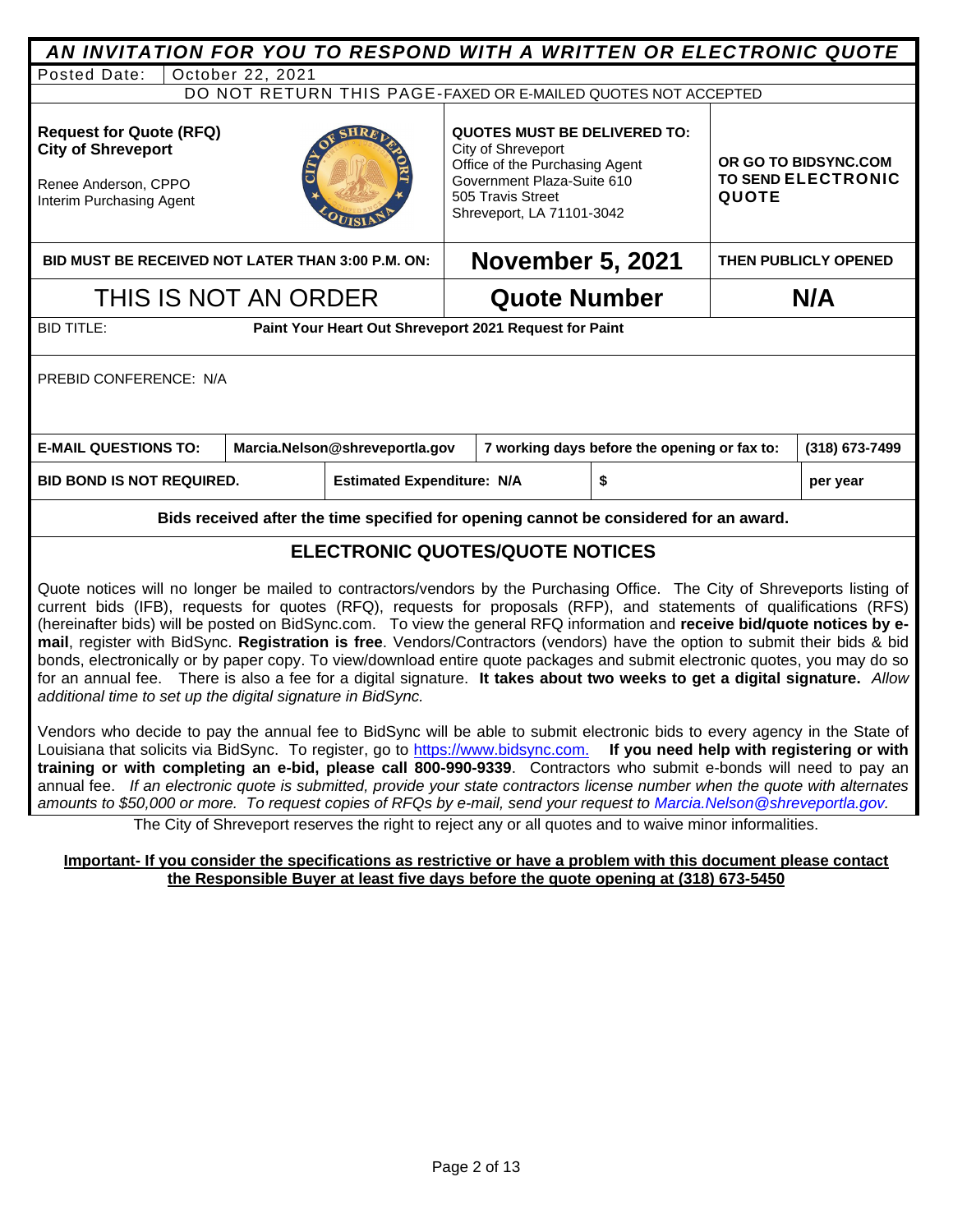# *AN INVITATION FOR YOU TO RESPOND WITH A WRITTEN OR ELECTRONIC QUOTE*

| Posted Date: | October 22, 2021 |
|---|---|

DO NOT RETURN THIS PAGE-FAXED OR E-MAILED QUOTES NOT ACCEPTED

| | | |
|---|---|---|
| **Request for Quote (RFQ)**<br>**City of Shreveport**<br><br>Renee Anderson, CPPO<br>Interim Purchasing Agent | **QUOTES MUST BE DELIVERED TO:**<br>City of Shreveport<br>Office of the Purchasing Agent<br>Government Plaza-Suite 610<br>505 Travis Street<br>Shreveport, LA 71101-3042 | **OR GO TO BIDSYNC.COM TO SEND ELECTRONIC QUOTE** |
| **BID MUST BE RECEIVED NOT LATER THAN 3:00 P.M. ON:** | **November 5, 2021** | **THEN PUBLICLY OPENED** |
| THIS IS NOT AN ORDER | **Quote Number** | **N/A** |

BID TITLE: **Paint Your Heart Out Shreveport 2021 Request for Paint**

PREBID CONFERENCE: N/A

| **E-MAIL QUESTIONS TO:** | **Marcia.Nelson@shreveportla.gov** | **7 working days before the opening or fax to:** | **(318) 673-7499** |
|---|---|---|---|
| **BID BOND IS NOT REQUIRED.** | **Estimated Expenditure: N/A** | **$** | **per year** |

**Bids received after the time specified for opening cannot be considered for an award.**

## ELECTRONIC QUOTES/QUOTE NOTICES

Quote notices will no longer be mailed to contractors/vendors by the Purchasing Office. The City of Shreveports listing of current bids (IFB), requests for quotes (RFQ), requests for proposals (RFP), and statements of qualifications (RFS) (hereinafter bids) will be posted on BidSync.com. To view the general RFQ information and **receive bid/quote notices by e-mail**, register with BidSync. **Registration is free**. Vendors/Contractors (vendors) have the option to submit their bids & bid bonds, electronically or by paper copy. To view/download entire quote packages and submit electronic quotes, you may do so for an annual fee. There is also a fee for a digital signature. **It takes about two weeks to get a digital signature.** *Allow additional time to set up the digital signature in BidSync.*

Vendors who decide to pay the annual fee to BidSync will be able to submit electronic bids to every agency in the State of Louisiana that solicits via BidSync. To register, go to https://www.bidsync.com. **If you need help with registering or with training or with completing an e-bid, please call 800-990-9339**. Contractors who submit e-bonds will need to pay an annual fee. *If an electronic quote is submitted, provide your state contractors license number when the quote with alternates amounts to $50,000 or more. To request copies of RFQs by e-mail, send your request to Marcia.Nelson@shreveportla.gov.*

The City of Shreveport reserves the right to reject any or all quotes and to waive minor informalities.

**Important- If you consider the specifications as restrictive or have a problem with this document please contact the Responsible Buyer at least five days before the quote opening at (318) 673-5450**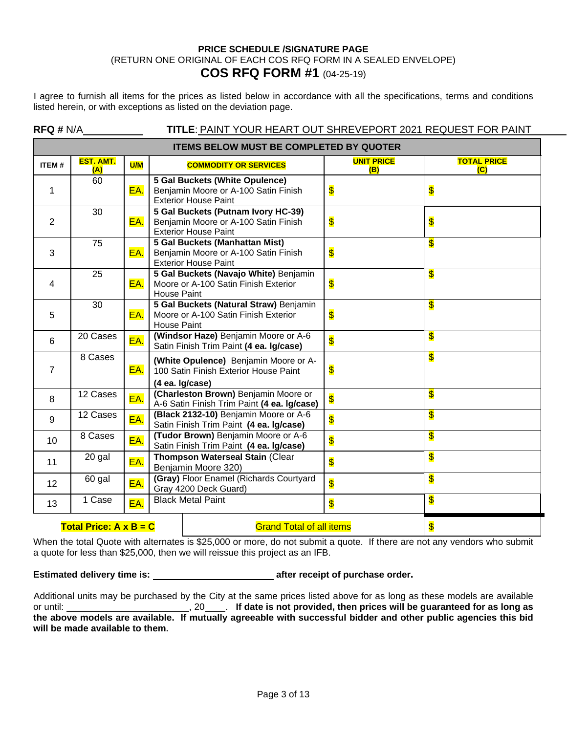**PRICE SCHEDULE /SIGNATURE PAGE**

(RETURN ONE ORIGINAL OF EACH COS RFQ FORM IN A SEALED ENVELOPE)

## COS RFQ FORM #1 (04-25-19)

I agree to furnish all items for the prices as listed below in accordance with all the specifications, terms and conditions listed herein, or with exceptions as listed on the deviation page.

**RFQ #** N/A　　　　**TITLE**: PAINT YOUR HEART OUT SHREVEPORT 2021 REQUEST FOR PAINT

| ITEMS BELOW MUST BE COMPLETED BY QUOTER | | | | | |
|---|---|---|---|---|---|
| **ITEM #** | **EST. AMT. (A)** | **U/M** | **COMMODITY OR SERVICES** | **UNIT PRICE (B)** | **TOTAL PRICE (C)** |
| 1 | 60 | EA. | **5 Gal Buckets (White Opulence)** Benjamin Moore or A-100 Satin Finish Exterior House Paint | $ | $ |
| 2 | 30 | EA. | **5 Gal Buckets (Putnam Ivory HC-39)** Benjamin Moore or A-100 Satin Finish Exterior House Paint | $ | $ |
| 3 | 75 | EA. | **5 Gal Buckets (Manhattan Mist)** Benjamin Moore or A-100 Satin Finish Exterior House Paint | $ | $ |
| 4 | 25 | EA. | **5 Gal Buckets (Navajo White)** Benjamin Moore or A-100 Satin Finish Exterior House Paint | $ | $ |
| 5 | 30 | EA. | **5 Gal Buckets (Natural Straw)** Benjamin Moore or A-100 Satin Finish Exterior House Paint | $ | $ |
| 6 | 20 Cases | EA. | **(Windsor Haze)** Benjamin Moore or A-6 Satin Finish Trim Paint **(4 ea. lg/case)** | $ | $ |
| 7 | 8 Cases | EA. | **(White Opulence)** Benjamin Moore or A-100 Satin Finish Exterior House Paint **(4 ea. lg/case)** | $ | $ |
| 8 | 12 Cases | EA. | **(Charleston Brown)** Benjamin Moore or A-6 Satin Finish Trim Paint **(4 ea. lg/case)** | $ | $ |
| 9 | 12 Cases | EA. | **(Black 2132-10)** Benjamin Moore or A-6 Satin Finish Trim Paint **(4 ea. lg/case)** | $ | $ |
| 10 | 8 Cases | EA. | **(Tudor Brown)** Benjamin Moore or A-6 Satin Finish Trim Paint **(4 ea. lg/case)** | $ | $ |
| 11 | 20 gal | EA. | **Thompson Waterseal Stain** (Clear Benjamin Moore 320) | $ | $ |
| 12 | 60 gal | EA. | **(Gray)** Floor Enamel (Richards Courtyard Gray 4200 Deck Guard) | $ | $ |
| 13 | 1 Case | EA. | Black Metal Paint | $ | $ |
| **Total Price: A x B = C** | | | Grand Total of all items | | $ |

When the total Quote with alternates is $25,000 or more, do not submit a quote. If there are not any vendors who submit a quote for less than $25,000, then we will reissue this project as an IFB.

**Estimated delivery time is: ______________________ after receipt of purchase order.**

Additional units may be purchased by the City at the same prices listed above for as long as these models are available or until: ______________________, 20____. **If date is not provided, then prices will be guaranteed for as long as the above models are available. If mutually agreeable with successful bidder and other public agencies this bid will be made available to them.**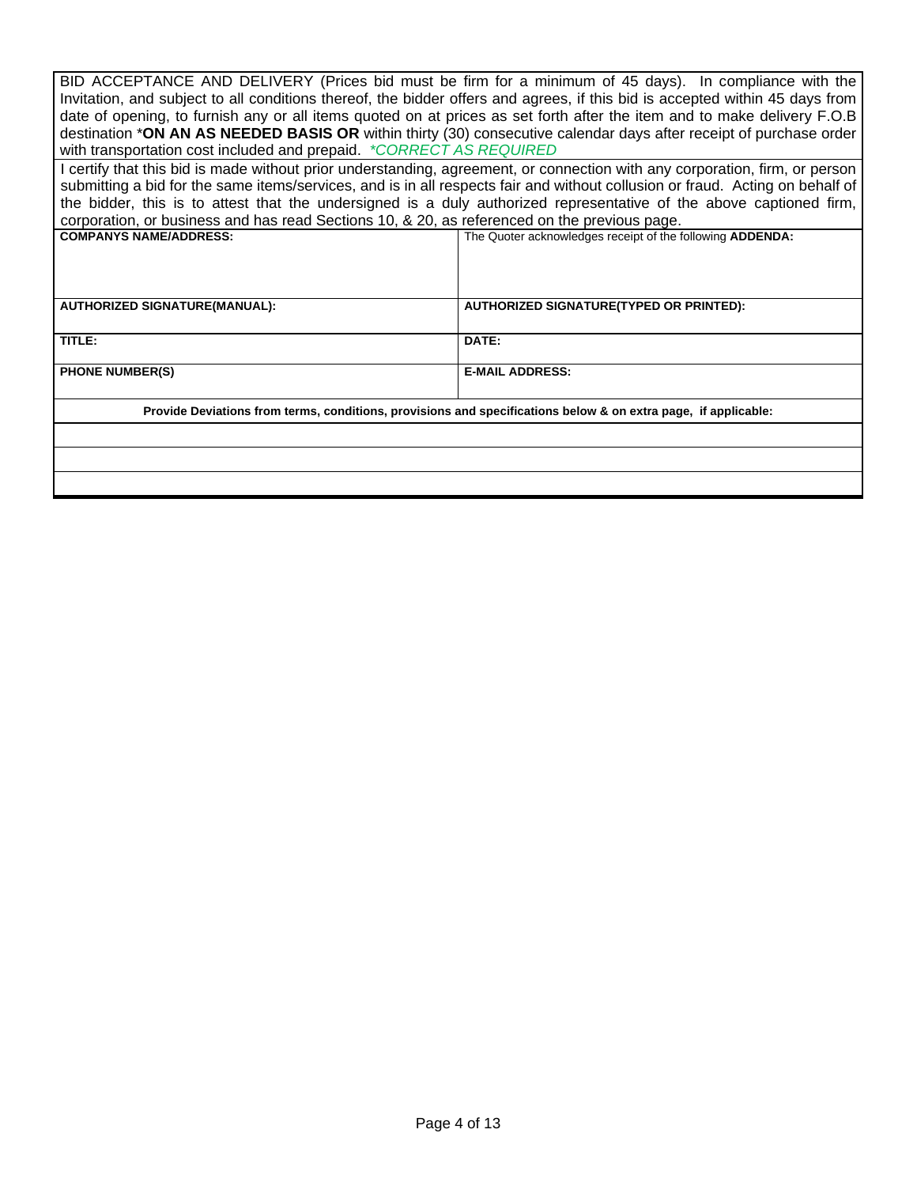BID ACCEPTANCE AND DELIVERY (Prices bid must be firm for a minimum of 45 days). In compliance with the Invitation, and subject to all conditions thereof, the bidder offers and agrees, if this bid is accepted within 45 days from date of opening, to furnish any or all items quoted on at prices as set forth after the item and to make delivery F.O.B destination ***ON AN AS NEEDED BASIS OR** within thirty (30) consecutive calendar days after receipt of purchase order with transportation cost included and prepaid. *\*CORRECT AS REQUIRED*

I certify that this bid is made without prior understanding, agreement, or connection with any corporation, firm, or person submitting a bid for the same items/services, and is in all respects fair and without collusion or fraud. Acting on behalf of the bidder, this is to attest that the undersigned is a duly authorized representative of the above captioned firm, corporation, or business and has read Sections 10, & 20, as referenced on the previous page.

| **COMPANYS NAME/ADDRESS:** | The Quoter acknowledges receipt of the following **ADDENDA:** |
|---|---|
| **AUTHORIZED SIGNATURE(MANUAL):** | **AUTHORIZED SIGNATURE(TYPED OR PRINTED):** |
| **TITLE:** | **DATE:** |
| **PHONE NUMBER(S)** | **E-MAIL ADDRESS:** |

**Provide Deviations from terms, conditions, provisions and specifications below & on extra page, if applicable:**

| |
|---|
| |
| |
| |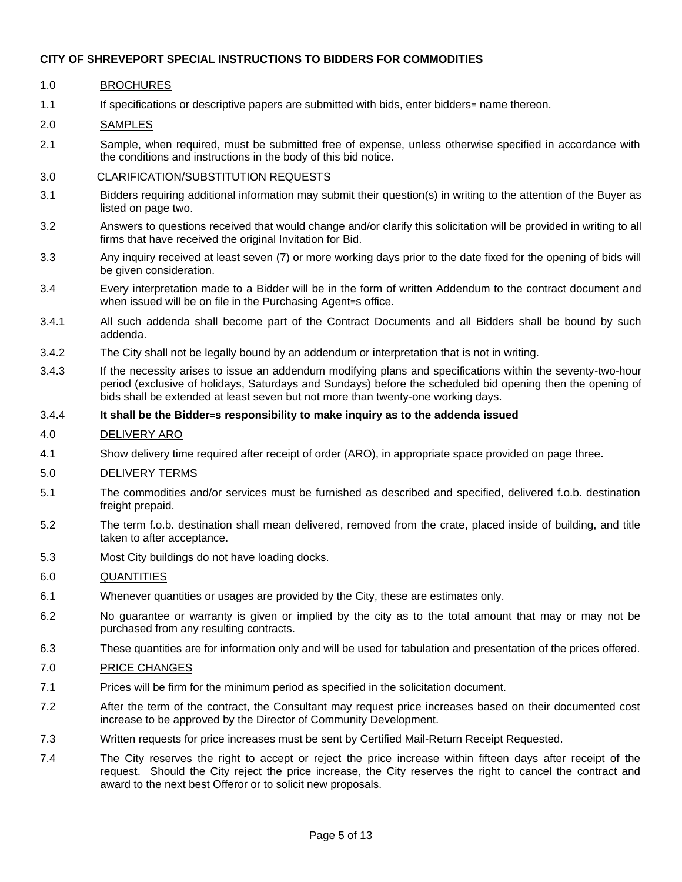**CITY OF SHREVEPORT SPECIAL INSTRUCTIONS TO BIDDERS FOR COMMODITIES**

1.0 BROCHURES

1.1 If specifications or descriptive papers are submitted with bids, enter bidders= name thereon.

2.0 SAMPLES

2.1 Sample, when required, must be submitted free of expense, unless otherwise specified in accordance with the conditions and instructions in the body of this bid notice.

3.0 CLARIFICATION/SUBSTITUTION REQUESTS

3.1 Bidders requiring additional information may submit their question(s) in writing to the attention of the Buyer as listed on page two.

3.2 Answers to questions received that would change and/or clarify this solicitation will be provided in writing to all firms that have received the original Invitation for Bid.

3.3 Any inquiry received at least seven (7) or more working days prior to the date fixed for the opening of bids will be given consideration.

3.4 Every interpretation made to a Bidder will be in the form of written Addendum to the contract document and when issued will be on file in the Purchasing Agent=s office.

3.4.1 All such addenda shall become part of the Contract Documents and all Bidders shall be bound by such addenda.

3.4.2 The City shall not be legally bound by an addendum or interpretation that is not in writing.

3.4.3 If the necessity arises to issue an addendum modifying plans and specifications within the seventy-two-hour period (exclusive of holidays, Saturdays and Sundays) before the scheduled bid opening then the opening of bids shall be extended at least seven but not more than twenty-one working days.

3.4.4 **It shall be the Bidder=s responsibility to make inquiry as to the addenda issued**

4.0 DELIVERY ARO

4.1 Show delivery time required after receipt of order (ARO), in appropriate space provided on page three**.**

5.0 DELIVERY TERMS

5.1 The commodities and/or services must be furnished as described and specified, delivered f.o.b. destination freight prepaid.

5.2 The term f.o.b. destination shall mean delivered, removed from the crate, placed inside of building, and title taken to after acceptance.

5.3 Most City buildings do not have loading docks.

6.0 QUANTITIES

6.1 Whenever quantities or usages are provided by the City, these are estimates only.

6.2 No guarantee or warranty is given or implied by the city as to the total amount that may or may not be purchased from any resulting contracts.

6.3 These quantities are for information only and will be used for tabulation and presentation of the prices offered.

7.0 PRICE CHANGES

7.1 Prices will be firm for the minimum period as specified in the solicitation document.

7.2 After the term of the contract, the Consultant may request price increases based on their documented cost increase to be approved by the Director of Community Development.

7.3 Written requests for price increases must be sent by Certified Mail-Return Receipt Requested.

7.4 The City reserves the right to accept or reject the price increase within fifteen days after receipt of the request. Should the City reject the price increase, the City reserves the right to cancel the contract and award to the next best Offeror or to solicit new proposals.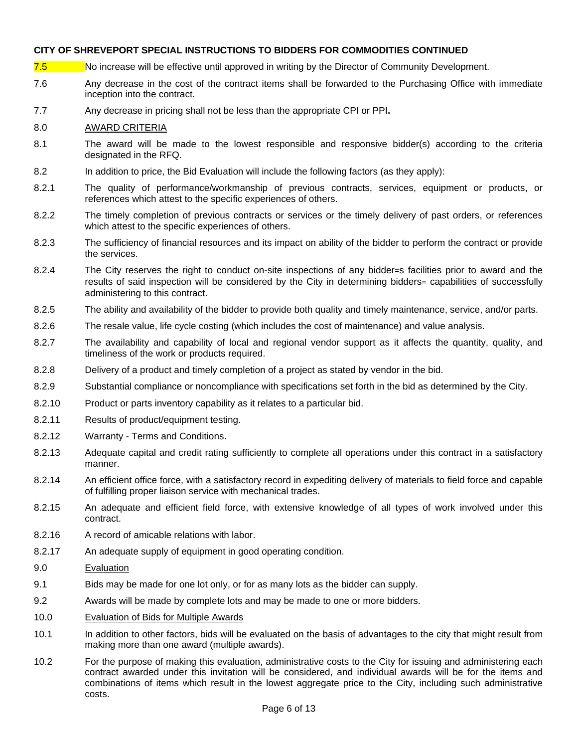**CITY OF SHREVEPORT SPECIAL INSTRUCTIONS TO BIDDERS FOR COMMODITIES CONTINUED**

7.5 No increase will be effective until approved in writing by the Director of Community Development.

7.6 Any decrease in the cost of the contract items shall be forwarded to the Purchasing Office with immediate inception into the contract.

7.7 Any decrease in pricing shall not be less than the appropriate CPI or PPI**.**

8.0 <u>AWARD CRITERIA</u>

8.1 The award will be made to the lowest responsible and responsive bidder(s) according to the criteria designated in the RFQ.

8.2 In addition to price, the Bid Evaluation will include the following factors (as they apply):

8.2.1 The quality of performance/workmanship of previous contracts, services, equipment or products, or references which attest to the specific experiences of others.

8.2.2 The timely completion of previous contracts or services or the timely delivery of past orders, or references which attest to the specific experiences of others.

8.2.3 The sufficiency of financial resources and its impact on ability of the bidder to perform the contract or provide the services.

8.2.4 The City reserves the right to conduct on-site inspections of any bidder=s facilities prior to award and the results of said inspection will be considered by the City in determining bidders= capabilities of successfully administering to this contract.

8.2.5 The ability and availability of the bidder to provide both quality and timely maintenance, service, and/or parts.

8.2.6 The resale value, life cycle costing (which includes the cost of maintenance) and value analysis.

8.2.7 The availability and capability of local and regional vendor support as it affects the quantity, quality, and timeliness of the work or products required.

8.2.8 Delivery of a product and timely completion of a project as stated by vendor in the bid.

8.2.9 Substantial compliance or noncompliance with specifications set forth in the bid as determined by the City.

8.2.10 Product or parts inventory capability as it relates to a particular bid.

8.2.11 Results of product/equipment testing.

8.2.12 Warranty - Terms and Conditions.

8.2.13 Adequate capital and credit rating sufficiently to complete all operations under this contract in a satisfactory manner.

8.2.14 An efficient office force, with a satisfactory record in expediting delivery of materials to field force and capable of fulfilling proper liaison service with mechanical trades.

8.2.15 An adequate and efficient field force, with extensive knowledge of all types of work involved under this contract.

8.2.16 A record of amicable relations with labor.

8.2.17 An adequate supply of equipment in good operating condition.

9.0 <u>Evaluation</u>

9.1 Bids may be made for one lot only, or for as many lots as the bidder can supply.

9.2 Awards will be made by complete lots and may be made to one or more bidders.

10.0 <u>Evaluation of Bids for Multiple Awards</u>

10.1 In addition to other factors, bids will be evaluated on the basis of advantages to the city that might result from making more than one award (multiple awards).

10.2 For the purpose of making this evaluation, administrative costs to the City for issuing and administering each contract awarded under this invitation will be considered, and individual awards will be for the items and combinations of items which result in the lowest aggregate price to the City, including such administrative costs.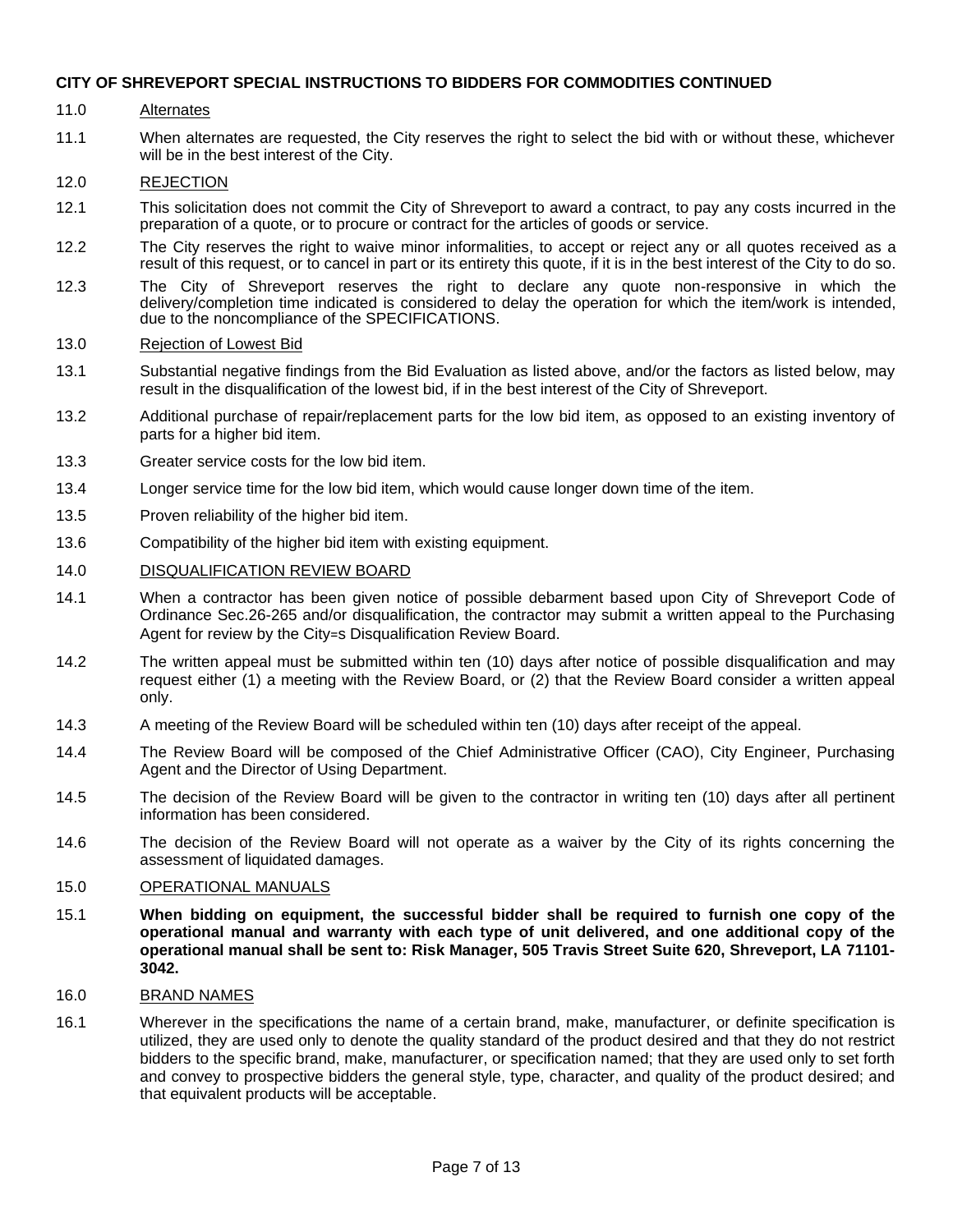**CITY OF SHREVEPORT SPECIAL INSTRUCTIONS TO BIDDERS FOR COMMODITIES CONTINUED**

11.0 Alternates

11.1 When alternates are requested, the City reserves the right to select the bid with or without these, whichever will be in the best interest of the City.

12.0 REJECTION

12.1 This solicitation does not commit the City of Shreveport to award a contract, to pay any costs incurred in the preparation of a quote, or to procure or contract for the articles of goods or service.

12.2 The City reserves the right to waive minor informalities, to accept or reject any or all quotes received as a result of this request, or to cancel in part or its entirety this quote, if it is in the best interest of the City to do so.

12.3 The City of Shreveport reserves the right to declare any quote non-responsive in which the delivery/completion time indicated is considered to delay the operation for which the item/work is intended, due to the noncompliance of the SPECIFICATIONS.

13.0 Rejection of Lowest Bid

13.1 Substantial negative findings from the Bid Evaluation as listed above, and/or the factors as listed below, may result in the disqualification of the lowest bid, if in the best interest of the City of Shreveport.

13.2 Additional purchase of repair/replacement parts for the low bid item, as opposed to an existing inventory of parts for a higher bid item.

13.3 Greater service costs for the low bid item.

13.4 Longer service time for the low bid item, which would cause longer down time of the item.

13.5 Proven reliability of the higher bid item.

13.6 Compatibility of the higher bid item with existing equipment.

14.0 DISQUALIFICATION REVIEW BOARD

14.1 When a contractor has been given notice of possible debarment based upon City of Shreveport Code of Ordinance Sec.26-265 and/or disqualification, the contractor may submit a written appeal to the Purchasing Agent for review by the City=s Disqualification Review Board.

14.2 The written appeal must be submitted within ten (10) days after notice of possible disqualification and may request either (1) a meeting with the Review Board, or (2) that the Review Board consider a written appeal only.

14.3 A meeting of the Review Board will be scheduled within ten (10) days after receipt of the appeal.

14.4 The Review Board will be composed of the Chief Administrative Officer (CAO), City Engineer, Purchasing Agent and the Director of Using Department.

14.5 The decision of the Review Board will be given to the contractor in writing ten (10) days after all pertinent information has been considered.

14.6 The decision of the Review Board will not operate as a waiver by the City of its rights concerning the assessment of liquidated damages.

15.0 OPERATIONAL MANUALS

15.1 **When bidding on equipment, the successful bidder shall be required to furnish one copy of the operational manual and warranty with each type of unit delivered, and one additional copy of the operational manual shall be sent to: Risk Manager, 505 Travis Street Suite 620, Shreveport, LA 71101-3042.**

16.0 BRAND NAMES

16.1 Wherever in the specifications the name of a certain brand, make, manufacturer, or definite specification is utilized, they are used only to denote the quality standard of the product desired and that they do not restrict bidders to the specific brand, make, manufacturer, or specification named; that they are used only to set forth and convey to prospective bidders the general style, type, character, and quality of the product desired; and that equivalent products will be acceptable.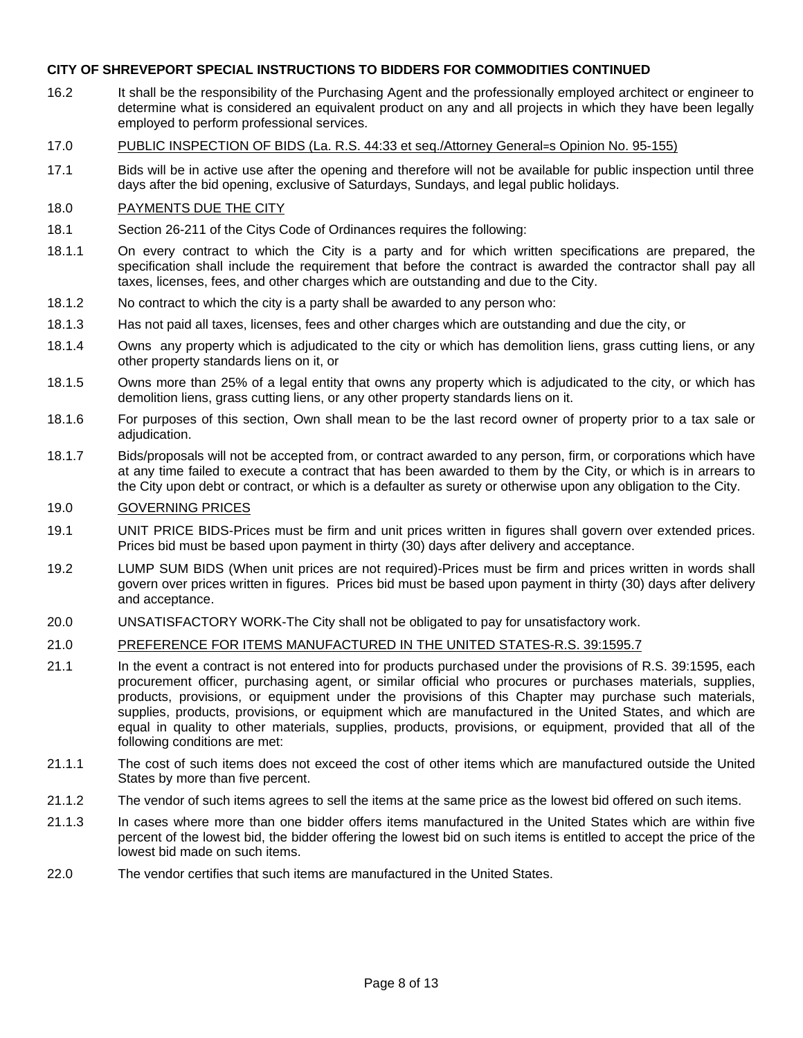**CITY OF SHREVEPORT SPECIAL INSTRUCTIONS TO BIDDERS FOR COMMODITIES CONTINUED**

16.2 It shall be the responsibility of the Purchasing Agent and the professionally employed architect or engineer to determine what is considered an equivalent product on any and all projects in which they have been legally employed to perform professional services.

17.0 <u>PUBLIC INSPECTION OF BIDS (La. R.S. 44:33 et seq./Attorney General=s Opinion No. 95-155)</u>

17.1 Bids will be in active use after the opening and therefore will not be available for public inspection until three days after the bid opening, exclusive of Saturdays, Sundays, and legal public holidays.

18.0 <u>PAYMENTS DUE THE CITY</u>

18.1 Section 26-211 of the Citys Code of Ordinances requires the following:

18.1.1 On every contract to which the City is a party and for which written specifications are prepared, the specification shall include the requirement that before the contract is awarded the contractor shall pay all taxes, licenses, fees, and other charges which are outstanding and due to the City.

18.1.2 No contract to which the city is a party shall be awarded to any person who:

18.1.3 Has not paid all taxes, licenses, fees and other charges which are outstanding and due the city, or

18.1.4 Owns any property which is adjudicated to the city or which has demolition liens, grass cutting liens, or any other property standards liens on it, or

18.1.5 Owns more than 25% of a legal entity that owns any property which is adjudicated to the city, or which has demolition liens, grass cutting liens, or any other property standards liens on it.

18.1.6 For purposes of this section, Own shall mean to be the last record owner of property prior to a tax sale or adjudication.

18.1.7 Bids/proposals will not be accepted from, or contract awarded to any person, firm, or corporations which have at any time failed to execute a contract that has been awarded to them by the City, or which is in arrears to the City upon debt or contract, or which is a defaulter as surety or otherwise upon any obligation to the City.

19.0 <u>GOVERNING PRICES</u>

19.1 UNIT PRICE BIDS-Prices must be firm and unit prices written in figures shall govern over extended prices. Prices bid must be based upon payment in thirty (30) days after delivery and acceptance.

19.2 LUMP SUM BIDS (When unit prices are not required)-Prices must be firm and prices written in words shall govern over prices written in figures. Prices bid must be based upon payment in thirty (30) days after delivery and acceptance.

20.0 UNSATISFACTORY WORK-The City shall not be obligated to pay for unsatisfactory work.

21.0 <u>PREFERENCE FOR ITEMS MANUFACTURED IN THE UNITED STATES-R.S. 39:1595.7</u>

21.1 In the event a contract is not entered into for products purchased under the provisions of R.S. 39:1595, each procurement officer, purchasing agent, or similar official who procures or purchases materials, supplies, products, provisions, or equipment under the provisions of this Chapter may purchase such materials, supplies, products, provisions, or equipment which are manufactured in the United States, and which are equal in quality to other materials, supplies, products, provisions, or equipment, provided that all of the following conditions are met:

21.1.1 The cost of such items does not exceed the cost of other items which are manufactured outside the United States by more than five percent.

21.1.2 The vendor of such items agrees to sell the items at the same price as the lowest bid offered on such items.

21.1.3 In cases where more than one bidder offers items manufactured in the United States which are within five percent of the lowest bid, the bidder offering the lowest bid on such items is entitled to accept the price of the lowest bid made on such items.

22.0 The vendor certifies that such items are manufactured in the United States.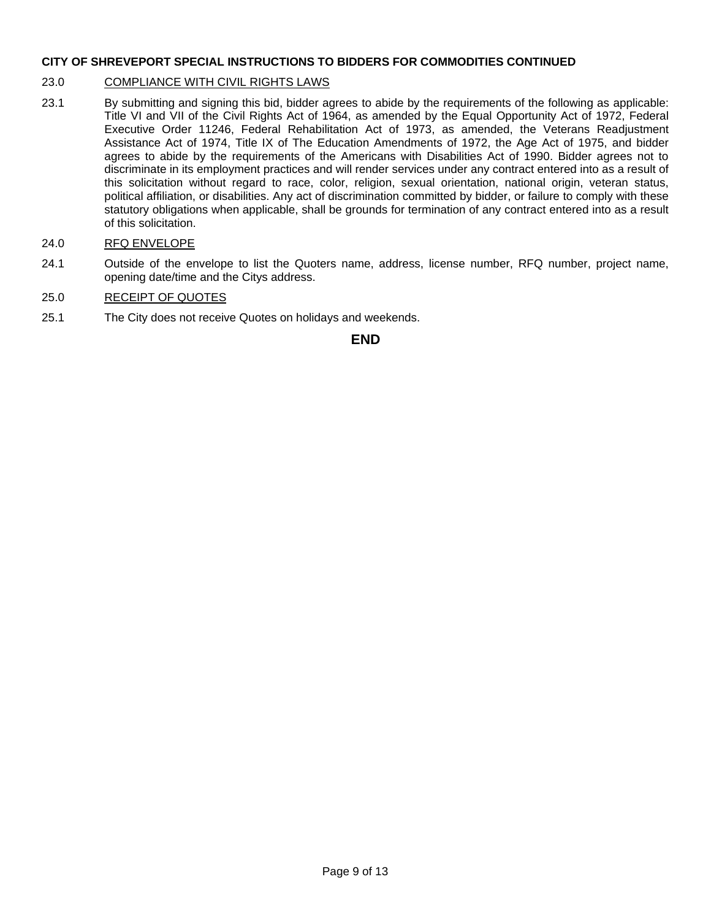**CITY OF SHREVEPORT SPECIAL INSTRUCTIONS TO BIDDERS FOR COMMODITIES CONTINUED**

23.0 <u>COMPLIANCE WITH CIVIL RIGHTS LAWS</u>

23.1 By submitting and signing this bid, bidder agrees to abide by the requirements of the following as applicable: Title VI and VII of the Civil Rights Act of 1964, as amended by the Equal Opportunity Act of 1972, Federal Executive Order 11246, Federal Rehabilitation Act of 1973, as amended, the Veterans Readjustment Assistance Act of 1974, Title IX of The Education Amendments of 1972, the Age Act of 1975, and bidder agrees to abide by the requirements of the Americans with Disabilities Act of 1990. Bidder agrees not to discriminate in its employment practices and will render services under any contract entered into as a result of this solicitation without regard to race, color, religion, sexual orientation, national origin, veteran status, political affiliation, or disabilities. Any act of discrimination committed by bidder, or failure to comply with these statutory obligations when applicable, shall be grounds for termination of any contract entered into as a result of this solicitation.

24.0 <u>RFQ ENVELOPE</u>

24.1 Outside of the envelope to list the Quoters name, address, license number, RFQ number, project name, opening date/time and the Citys address.

25.0 <u>RECEIPT OF QUOTES</u>

25.1 The City does not receive Quotes on holidays and weekends.

**END**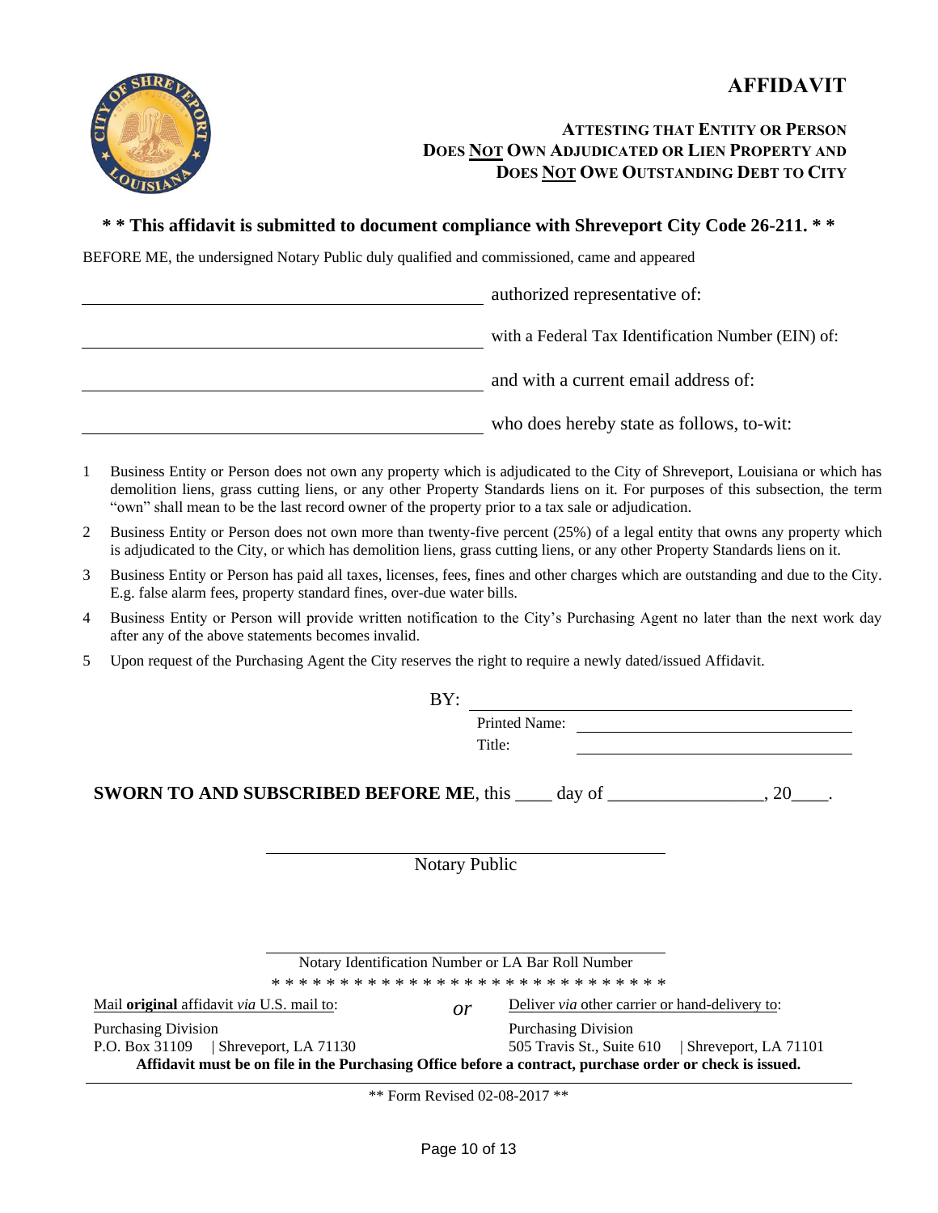# AFFIDAVIT

### ATTESTING THAT ENTITY OR PERSON DOES NOT OWN ADJUDICATED OR LIEN PROPERTY AND DOES NOT OWE OUTSTANDING DEBT TO CITY

**\* \* This affidavit is submitted to document compliance with Shreveport City Code 26-211. \* \***

BEFORE ME, the undersigned Notary Public duly qualified and commissioned, came and appeared

_______________________________________ authorized representative of:

_______________________________________ with a Federal Tax Identification Number (EIN) of:

_______________________________________ and with a current email address of:

_______________________________________ who does hereby state as follows, to-wit:

1. Business Entity or Person does not own any property which is adjudicated to the City of Shreveport, Louisiana or which has demolition liens, grass cutting liens, or any other Property Standards liens on it. For purposes of this subsection, the term "own" shall mean to be the last record owner of the property prior to a tax sale or adjudication.
2. Business Entity or Person does not own more than twenty-five percent (25%) of a legal entity that owns any property which is adjudicated to the City, or which has demolition liens, grass cutting liens, or any other Property Standards liens on it.
3. Business Entity or Person has paid all taxes, licenses, fees, fines and other charges which are outstanding and due to the City. E.g. false alarm fees, property standard fines, over-due water bills.
4. Business Entity or Person will provide written notification to the City's Purchasing Agent no later than the next work day after any of the above statements becomes invalid.
5. Upon request of the Purchasing Agent the City reserves the right to require a newly dated/issued Affidavit.

BY: _______________________________________

Printed Name: _______________________________

Title: _______________________________

**SWORN TO AND SUBSCRIBED BEFORE ME**, this ____ day of ________________, 20____.

_______________________________________

Notary Public

_______________________________________

Notary Identification Number or LA Bar Roll Number

\* \* \* \* \* \* \* \* \* \* \* \* \* \* \* \* \* \* \* \* \* \* \* \* \* \* \* \* \*

<u>Mail **original** affidavit *via* U.S. mail to</u>:

Purchasing Division
P.O. Box 31109 | Shreveport, LA 71130

*or*

<u>Deliver *via* other carrier or hand-delivery to</u>:

Purchasing Division
505 Travis St., Suite 610 | Shreveport, LA 71101

**Affidavit must be on file in the Purchasing Office before a contract, purchase order or check is issued.**

\*\* Form Revised 02-08-2017 \*\*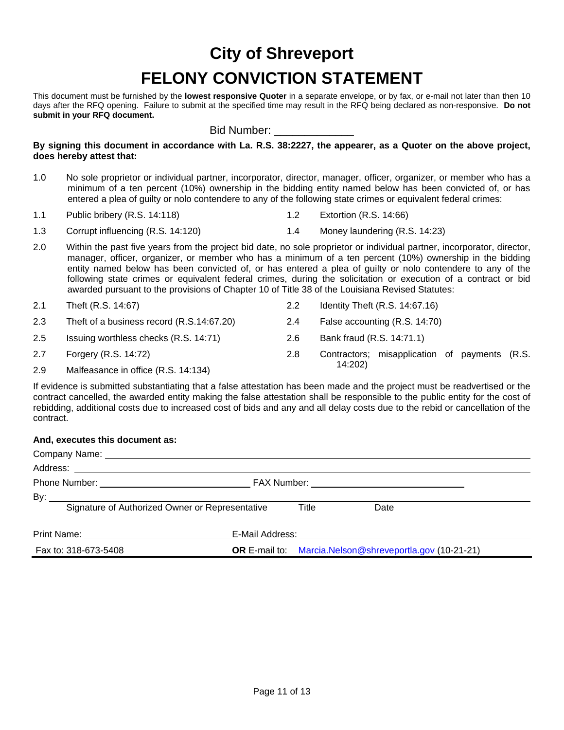# City of Shreveport

# FELONY CONVICTION STATEMENT

This document must be furnished by the **lowest responsive Quoter** in a separate envelope, or by fax, or e-mail not later than then 10 days after the RFQ opening. Failure to submit at the specified time may result in the RFQ being declared as non-responsive. **Do not submit in your RFQ document.**

Bid Number: _____________

**By signing this document in accordance with La. R.S. 38:2227, the appearer, as a Quoter on the above project, does hereby attest that:**

1.0 No sole proprietor or individual partner, incorporator, director, manager, officer, organizer, or member who has a minimum of a ten percent (10%) ownership in the bidding entity named below has been convicted of, or has entered a plea of guilty or nolo contendere to any of the following state crimes or equivalent federal crimes:

1.1 Public bribery (R.S. 14:118)

1.2 Extortion (R.S. 14:66)

1.3 Corrupt influencing (R.S. 14:120)

1.4 Money laundering (R.S. 14:23)

2.0 Within the past five years from the project bid date, no sole proprietor or individual partner, incorporator, director, manager, officer, organizer, or member who has a minimum of a ten percent (10%) ownership in the bidding entity named below has been convicted of, or has entered a plea of guilty or nolo contendere to any of the following state crimes or equivalent federal crimes, during the solicitation or execution of a contract or bid awarded pursuant to the provisions of Chapter 10 of Title 38 of the Louisiana Revised Statutes:

2.1 Theft (R.S. 14:67)

2.2 Identity Theft (R.S. 14:67.16)

2.3 Theft of a business record (R.S.14:67.20)

2.4 False accounting (R.S. 14:70)

2.5 Issuing worthless checks (R.S. 14:71)

2.6 Bank fraud (R.S. 14:71.1)

2.7 Forgery (R.S. 14:72)

2.8 Contractors; misapplication of payments (R.S. 14:202)

2.9 Malfeasance in office (R.S. 14:134)

If evidence is submitted substantiating that a false attestation has been made and the project must be readvertised or the contract cancelled, the awarded entity making the false attestation shall be responsible to the public entity for the cost of rebidding, additional costs due to increased cost of bids and any and all delay costs due to the rebid or cancellation of the contract.

**And, executes this document as:**

Company Name: ______________________________________________

Address: ______________________________________________

Phone Number: ______________________ FAX Number: ______________________

By: ______________________________________________

Signature of Authorized Owner or Representative  Title  Date

Print Name: ______________________ E-Mail Address: ______________________

Fax to: 318-673-5408  **OR** E-mail to: Marcia.Nelson@shreveportla.gov (10-21-21)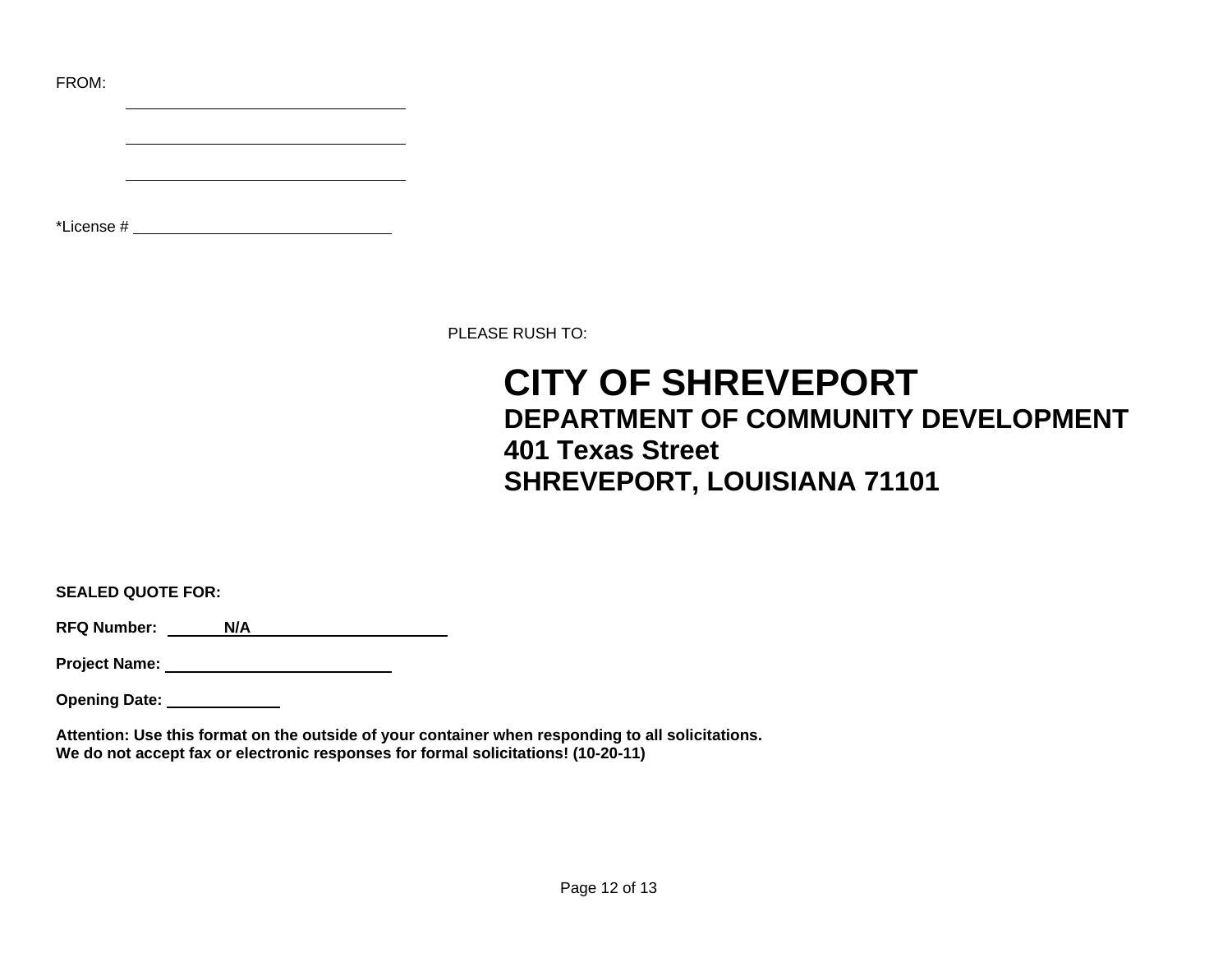FROM:

\_\_\_\_\_\_\_\_\_\_\_\_\_\_\_\_\_\_\_\_\_\_\_\_\_\_\_\_\_\_

\_\_\_\_\_\_\_\_\_\_\_\_\_\_\_\_\_\_\_\_\_\_\_\_\_\_\_\_\_\_

\_\_\_\_\_\_\_\_\_\_\_\_\_\_\_\_\_\_\_\_\_\_\_\_\_\_\_\_\_\_

*License # \_\_\_\_\_\_\_\_\_\_\_\_\_\_\_\_\_\_\_\_\_\_\_\_\_\_\_\_

PLEASE RUSH TO:

# CITY OF SHREVEPORT
## DEPARTMENT OF COMMUNITY DEVELOPMENT
## 401 Texas Street
## SHREVEPORT, LOUISIANA 71101

**SEALED QUOTE FOR:**

**RFQ Number:** **N/A**

**Project Name:** \_\_\_\_\_\_\_\_\_\_\_\_\_\_\_\_\_\_\_\_\_\_\_\_

**Opening Date:** \_\_\_\_\_\_\_\_\_\_\_\_

**Attention: Use this format on the outside of your container when responding to all solicitations.**
**We do not accept fax or electronic responses for formal solicitations! (10-20-11)**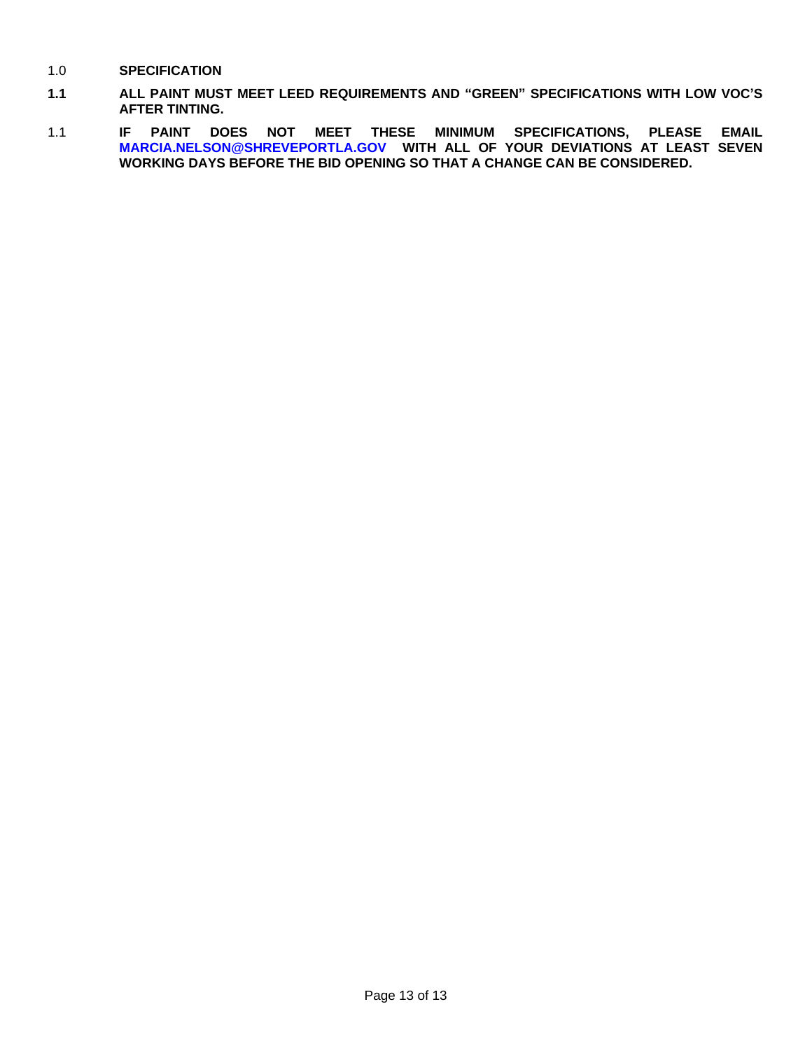1.0 **SPECIFICATION**

**1.1 ALL PAINT MUST MEET LEED REQUIREMENTS AND "GREEN" SPECIFICATIONS WITH LOW VOC'S AFTER TINTING.**

1.1 **IF PAINT DOES NOT MEET THESE MINIMUM SPECIFICATIONS, PLEASE EMAIL MARCIA.NELSON@SHREVEPORTLA.GOV WITH ALL OF YOUR DEVIATIONS AT LEAST SEVEN WORKING DAYS BEFORE THE BID OPENING SO THAT A CHANGE CAN BE CONSIDERED.**